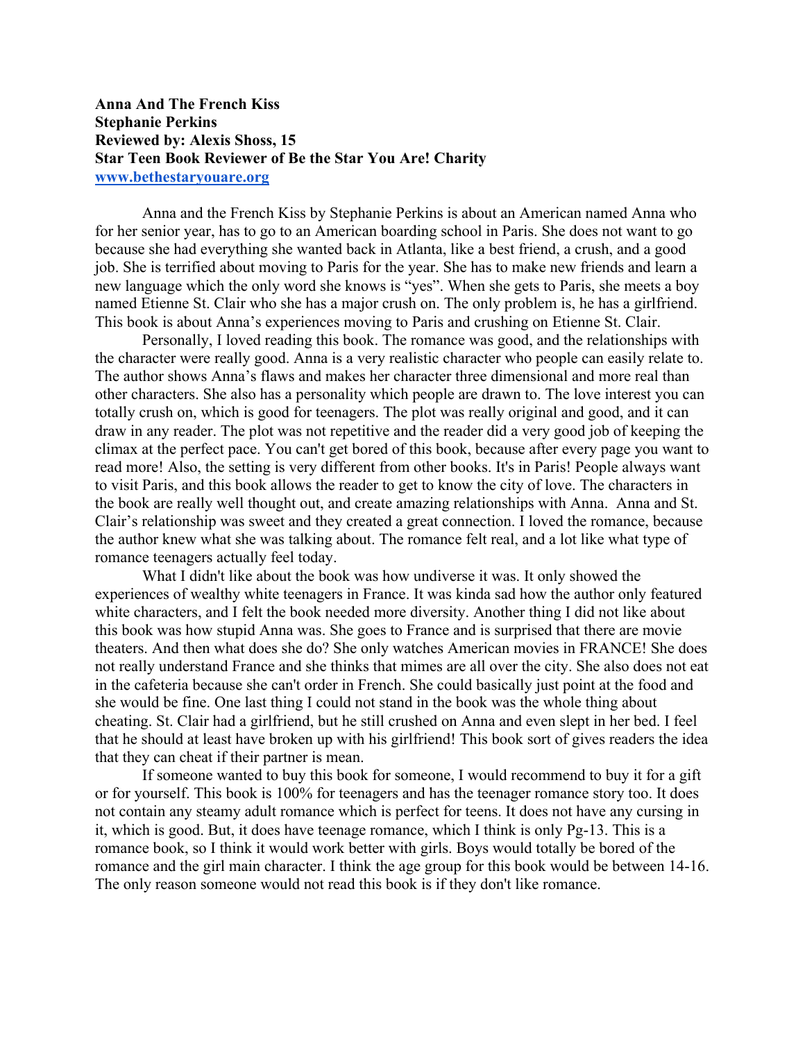**Anna And The French Kiss**
**Stephanie Perkins**
**Reviewed by: Alexis Shoss, 15**
**Star Teen Book Reviewer of Be the Star You Are! Charity**
**[www.bethestaryouare.org](http://www.bethestaryouare.org)**

Anna and the French Kiss by Stephanie Perkins is about an American named Anna who for her senior year, has to go to an American boarding school in Paris. She does not want to go because she had everything she wanted back in Atlanta, like a best friend, a crush, and a good job. She is terrified about moving to Paris for the year. She has to make new friends and learn a new language which the only word she knows is "yes". When she gets to Paris, she meets a boy named Etienne St. Clair who she has a major crush on. The only problem is, he has a girlfriend. This book is about Anna's experiences moving to Paris and crushing on Etienne St. Clair.

Personally, I loved reading this book. The romance was good, and the relationships with the character were really good. Anna is a very realistic character who people can easily relate to. The author shows Anna's flaws and makes her character three dimensional and more real than other characters. She also has a personality which people are drawn to. The love interest you can totally crush on, which is good for teenagers. The plot was really original and good, and it can draw in any reader. The plot was not repetitive and the reader did a very good job of keeping the climax at the perfect pace. You can't get bored of this book, because after every page you want to read more! Also, the setting is very different from other books. It's in Paris! People always want to visit Paris, and this book allows the reader to get to know the city of love. The characters in the book are really well thought out, and create amazing relationships with Anna. Anna and St. Clair's relationship was sweet and they created a great connection. I loved the romance, because the author knew what she was talking about. The romance felt real, and a lot like what type of romance teenagers actually feel today.

What I didn't like about the book was how undiverse it was. It only showed the experiences of wealthy white teenagers in France. It was kinda sad how the author only featured white characters, and I felt the book needed more diversity. Another thing I did not like about this book was how stupid Anna was. She goes to France and is surprised that there are movie theaters. And then what does she do? She only watches American movies in FRANCE! She does not really understand France and she thinks that mimes are all over the city. She also does not eat in the cafeteria because she can't order in French. She could basically just point at the food and she would be fine. One last thing I could not stand in the book was the whole thing about cheating. St. Clair had a girlfriend, but he still crushed on Anna and even slept in her bed. I feel that he should at least have broken up with his girlfriend! This book sort of gives readers the idea that they can cheat if their partner is mean.

If someone wanted to buy this book for someone, I would recommend to buy it for a gift or for yourself. This book is 100% for teenagers and has the teenager romance story too. It does not contain any steamy adult romance which is perfect for teens. It does not have any cursing in it, which is good. But, it does have teenage romance, which I think is only Pg-13. This is a romance book, so I think it would work better with girls. Boys would totally be bored of the romance and the girl main character. I think the age group for this book would be between 14-16. The only reason someone would not read this book is if they don't like romance.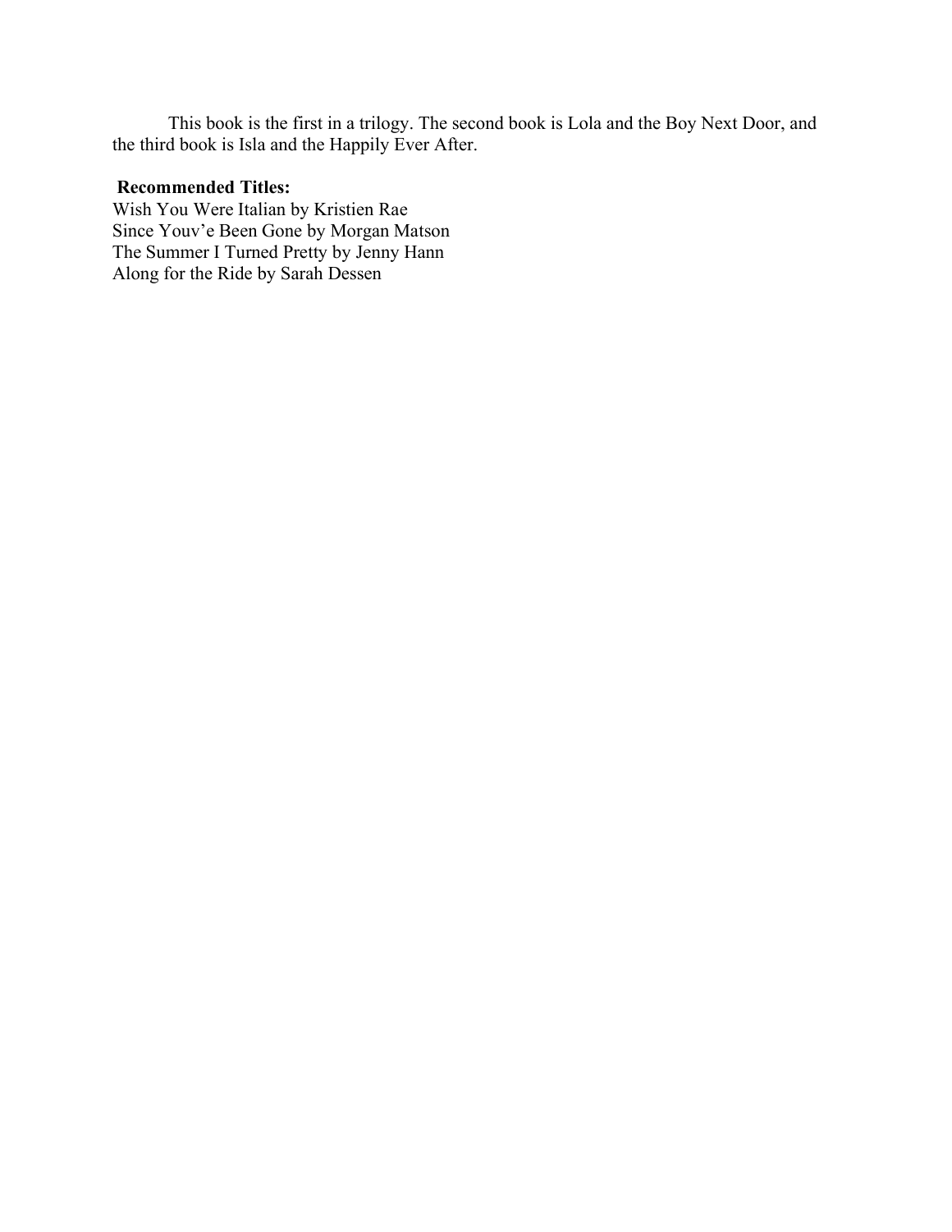This book is the first in a trilogy. The second book is Lola and the Boy Next Door, and the third book is Isla and the Happily Ever After.

**Recommended Titles:**

Wish You Were Italian by Kristien Rae
Since Youv'e Been Gone by Morgan Matson
The Summer I Turned Pretty by Jenny Hann
Along for the Ride by Sarah Dessen